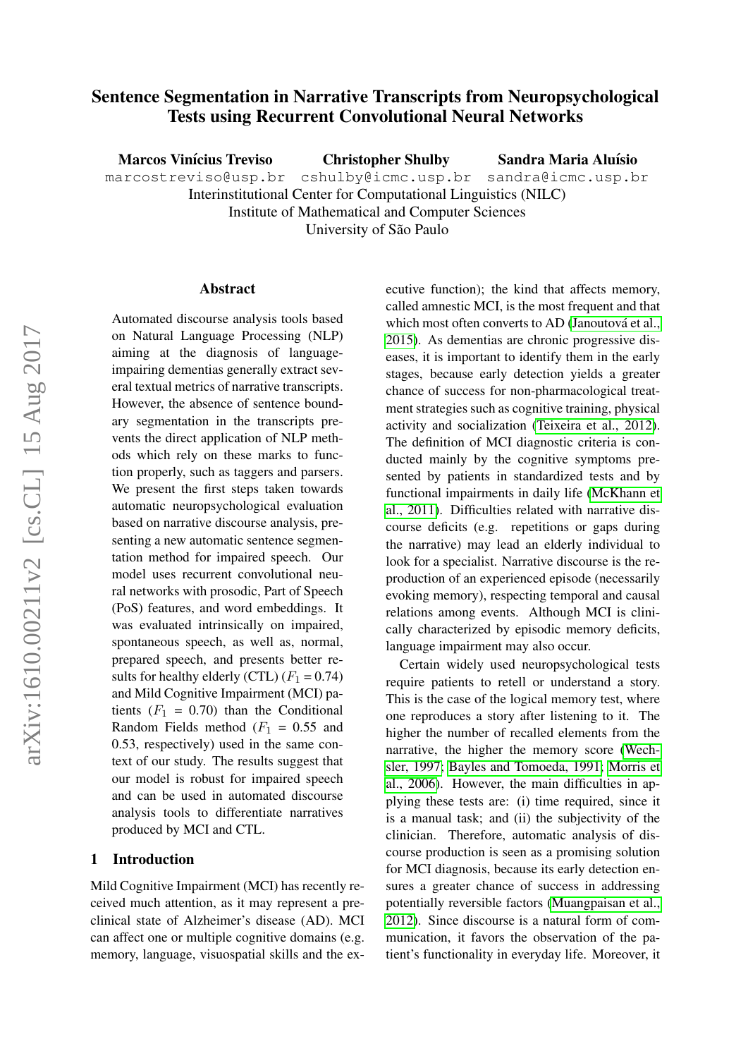# Sentence Segmentation in Narrative Transcripts from Neuropsychological Tests using Recurrent Convolutional Neural Networks

**Marcos Vinícius Treviso** marcostreviso@usp.br
**Christopher Shulby** cshulby@icmc.usp.br
**Sandra Maria Aluísio** sandra@icmc.usp.br

Interinstitutional Center for Computational Linguistics (NILC)
Institute of Mathematical and Computer Sciences
University of São Paulo

arXiv:1610.00211v2 [cs.CL] 15 Aug 2017

## Abstract

Automated discourse analysis tools based on Natural Language Processing (NLP) aiming at the diagnosis of language-impairing dementias generally extract several textual metrics of narrative transcripts. However, the absence of sentence boundary segmentation in the transcripts prevents the direct application of NLP methods which rely on these marks to function properly, such as taggers and parsers. We present the first steps taken towards automatic neuropsychological evaluation based on narrative discourse analysis, presenting a new automatic sentence segmentation method for impaired speech. Our model uses recurrent convolutional neural networks with prosodic, Part of Speech (PoS) features, and word embeddings. It was evaluated intrinsically on impaired, spontaneous speech, as well as, normal, prepared speech, and presents better results for healthy elderly (CTL) ($F_1 = 0.74$) and Mild Cognitive Impairment (MCI) patients ($F_1 = 0.70$) than the Conditional Random Fields method ($F_1 = 0.55$ and 0.53, respectively) used in the same context of our study. The results suggest that our model is robust for impaired speech and can be used in automated discourse analysis tools to differentiate narratives produced by MCI and CTL.

## 1 Introduction

Mild Cognitive Impairment (MCI) has recently received much attention, as it may represent a preclinical state of Alzheimer's disease (AD). MCI can affect one or multiple cognitive domains (e.g. memory, language, visuospatial skills and the executive function); the kind that affects memory, called amnestic MCI, is the most frequent and that which most often converts to AD (Janoutová et al., 2015). As dementias are chronic progressive diseases, it is important to identify them in the early stages, because early detection yields a greater chance of success for non-pharmacological treatment strategies such as cognitive training, physical activity and socialization (Teixeira et al., 2012). The definition of MCI diagnostic criteria is conducted mainly by the cognitive symptoms presented by patients in standardized tests and by functional impairments in daily life (McKhann et al., 2011). Difficulties related with narrative discourse deficits (e.g. repetitions or gaps during the narrative) may lead an elderly individual to look for a specialist. Narrative discourse is the reproduction of an experienced episode (necessarily evoking memory), respecting temporal and causal relations among events. Although MCI is clinically characterized by episodic memory deficits, language impairment may also occur.

Certain widely used neuropsychological tests require patients to retell or understand a story. This is the case of the logical memory test, where one reproduces a story after listening to it. The higher the number of recalled elements from the narrative, the higher the memory score (Wechsler, 1997; Bayles and Tomoeda, 1991; Morris et al., 2006). However, the main difficulties in applying these tests are: (i) time required, since it is a manual task; and (ii) the subjectivity of the clinician. Therefore, automatic analysis of discourse production is seen as a promising solution for MCI diagnosis, because its early detection ensures a greater chance of success in addressing potentially reversible factors (Muangpaisan et al., 2012). Since discourse is a natural form of communication, it favors the observation of the patient's functionality in everyday life. Moreover, it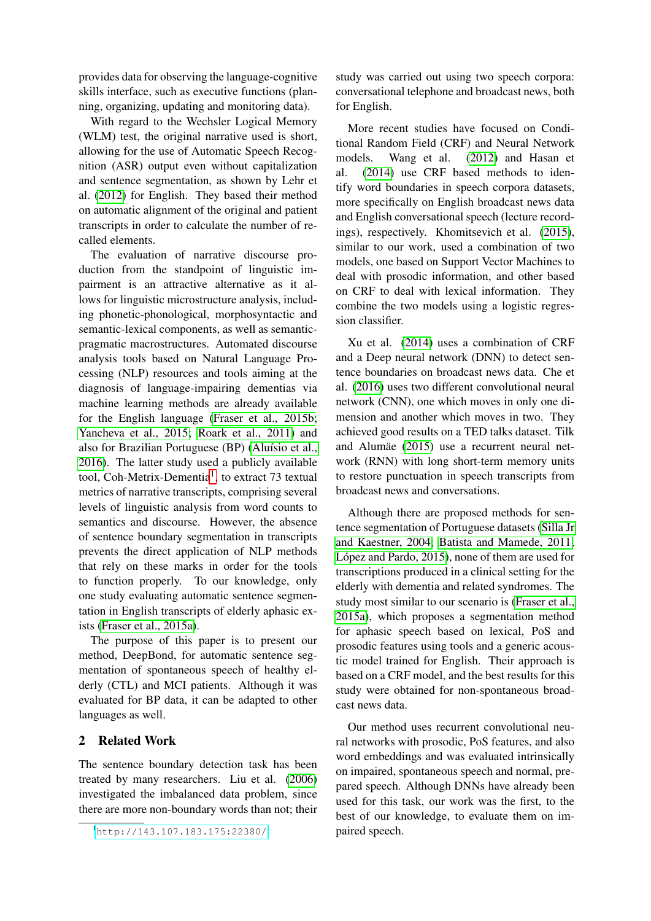provides data for observing the language-cognitive skills interface, such as executive functions (planning, organizing, updating and monitoring data).

With regard to the Wechsler Logical Memory (WLM) test, the original narrative used is short, allowing for the use of Automatic Speech Recognition (ASR) output even without capitalization and sentence segmentation, as shown by Lehr et al. (2012) for English. They based their method on automatic alignment of the original and patient transcripts in order to calculate the number of recalled elements.

The evaluation of narrative discourse production from the standpoint of linguistic impairment is an attractive alternative as it allows for linguistic microstructure analysis, including phonetic-phonological, morphosyntactic and semantic-lexical components, as well as semantic-pragmatic macrostructures. Automated discourse analysis tools based on Natural Language Processing (NLP) resources and tools aiming at the diagnosis of language-impairing dementias via machine learning methods are already available for the English language (Fraser et al., 2015b; Yancheva et al., 2015; Roark et al., 2011) and also for Brazilian Portuguese (BP) (Aluísio et al., 2016). The latter study used a publicly available tool, Coh-Metrix-Dementia[1], to extract 73 textual metrics of narrative transcripts, comprising several levels of linguistic analysis from word counts to semantics and discourse. However, the absence of sentence boundary segmentation in transcripts prevents the direct application of NLP methods that rely on these marks in order for the tools to function properly. To our knowledge, only one study evaluating automatic sentence segmentation in English transcripts of elderly aphasic exists (Fraser et al., 2015a).

The purpose of this paper is to present our method, DeepBond, for automatic sentence segmentation of spontaneous speech of healthy elderly (CTL) and MCI patients. Although it was evaluated for BP data, it can be adapted to other languages as well.

## 2 Related Work

The sentence boundary detection task has been treated by many researchers. Liu et al. (2006) investigated the imbalanced data problem, since there are more non-boundary words than not; their study was carried out using two speech corpora: conversational telephone and broadcast news, both for English.

More recent studies have focused on Conditional Random Field (CRF) and Neural Network models. Wang et al. (2012) and Hasan et al. (2014) use CRF based methods to identify word boundaries in speech corpora datasets, more specifically on English broadcast news data and English conversational speech (lecture recordings), respectively. Khomitsevich et al. (2015), similar to our work, used a combination of two models, one based on Support Vector Machines to deal with prosodic information, and other based on CRF to deal with lexical information. They combine the two models using a logistic regression classifier.

Xu et al. (2014) uses a combination of CRF and a Deep neural network (DNN) to detect sentence boundaries on broadcast news data. Che et al. (2016) uses two different convolutional neural network (CNN), one which moves in only one dimension and another which moves in two. They achieved good results on a TED talks dataset. Tilk and Alumäe (2015) use a recurrent neural network (RNN) with long short-term memory units to restore punctuation in speech transcripts from broadcast news and conversations.

Although there are proposed methods for sentence segmentation of Portuguese datasets (Silla Jr and Kaestner, 2004; Batista and Mamede, 2011; López and Pardo, 2015), none of them are used for transcriptions produced in a clinical setting for the elderly with dementia and related syndromes. The study most similar to our scenario is (Fraser et al., 2015a), which proposes a segmentation method for aphasic speech based on lexical, PoS and prosodic features using tools and a generic acoustic model trained for English. Their approach is based on a CRF model, and the best results for this study were obtained for non-spontaneous broadcast news data.

Our method uses recurrent convolutional neural networks with prosodic, PoS features, and also word embeddings and was evaluated intrinsically on impaired, spontaneous speech and normal, prepared speech. Although DNNs have already been used for this task, our work was the first, to the best of our knowledge, to evaluate them on impaired speech.

[1] http://143.107.183.175:22380/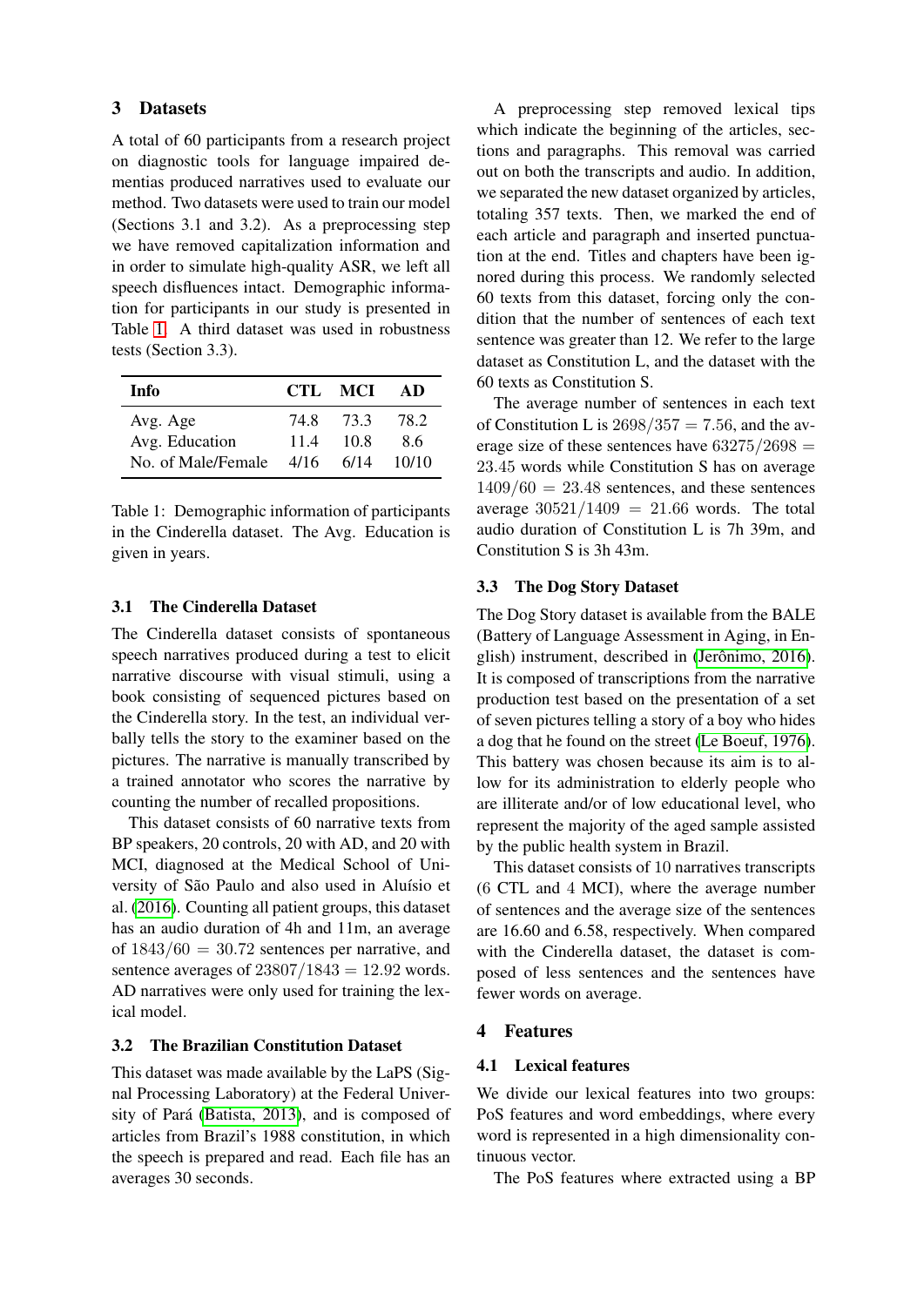## 3 Datasets

A total of 60 participants from a research project on diagnostic tools for language impaired dementias produced narratives used to evaluate our method. Two datasets were used to train our model (Sections 3.1 and 3.2). As a preprocessing step we have removed capitalization information and in order to simulate high-quality ASR, we left all speech disfluences intact. Demographic information for participants in our study is presented in Table 1. A third dataset was used in robustness tests (Section 3.3).

| Info | CTL | MCI | AD |
|---|---|---|---|
| Avg. Age | 74.8 | 73.3 | 78.2 |
| Avg. Education | 11.4 | 10.8 | 8.6 |
| No. of Male/Female | 4/16 | 6/14 | 10/10 |

Table 1: Demographic information of participants in the Cinderella dataset. The Avg. Education is given in years.

### 3.1 The Cinderella Dataset

The Cinderella dataset consists of spontaneous speech narratives produced during a test to elicit narrative discourse with visual stimuli, using a book consisting of sequenced pictures based on the Cinderella story. In the test, an individual verbally tells the story to the examiner based on the pictures. The narrative is manually transcribed by a trained annotator who scores the narrative by counting the number of recalled propositions.

This dataset consists of 60 narrative texts from BP speakers, 20 controls, 20 with AD, and 20 with MCI, diagnosed at the Medical School of University of São Paulo and also used in Aluísio et al. (2016). Counting all patient groups, this dataset has an audio duration of 4h and 11m, an average of $1843/60 = 30.72$ sentences per narrative, and sentence averages of $23807/1843 = 12.92$ words. AD narratives were only used for training the lexical model.

### 3.2 The Brazilian Constitution Dataset

This dataset was made available by the LaPS (Signal Processing Laboratory) at the Federal University of Pará (Batista, 2013), and is composed of articles from Brazil's 1988 constitution, in which the speech is prepared and read. Each file has an averages 30 seconds.

A preprocessing step removed lexical tips which indicate the beginning of the articles, sections and paragraphs. This removal was carried out on both the transcripts and audio. In addition, we separated the new dataset organized by articles, totaling 357 texts. Then, we marked the end of each article and paragraph and inserted punctuation at the end. Titles and chapters have been ignored during this process. We randomly selected 60 texts from this dataset, forcing only the condition that the number of sentences of each text sentence was greater than 12. We refer to the large dataset as Constitution L, and the dataset with the 60 texts as Constitution S.

The average number of sentences in each text of Constitution L is $2698/357 = 7.56$, and the average size of these sentences have $63275/2698 = 23.45$ words while Constitution S has on average $1409/60 = 23.48$ sentences, and these sentences average $30521/1409 = 21.66$ words. The total audio duration of Constitution L is 7h 39m, and Constitution S is 3h 43m.

### 3.3 The Dog Story Dataset

The Dog Story dataset is available from the BALE (Battery of Language Assessment in Aging, in English) instrument, described in (Jerônimo, 2016). It is composed of transcriptions from the narrative production test based on the presentation of a set of seven pictures telling a story of a boy who hides a dog that he found on the street (Le Boeuf, 1976). This battery was chosen because its aim is to allow for its administration to elderly people who are illiterate and/or of low educational level, who represent the majority of the aged sample assisted by the public health system in Brazil.

This dataset consists of 10 narratives transcripts (6 CTL and 4 MCI), where the average number of sentences and the average size of the sentences are 16.60 and 6.58, respectively. When compared with the Cinderella dataset, the dataset is composed of less sentences and the sentences have fewer words on average.

## 4 Features

### 4.1 Lexical features

We divide our lexical features into two groups: PoS features and word embeddings, where every word is represented in a high dimensionality continuous vector.

The PoS features where extracted using a BP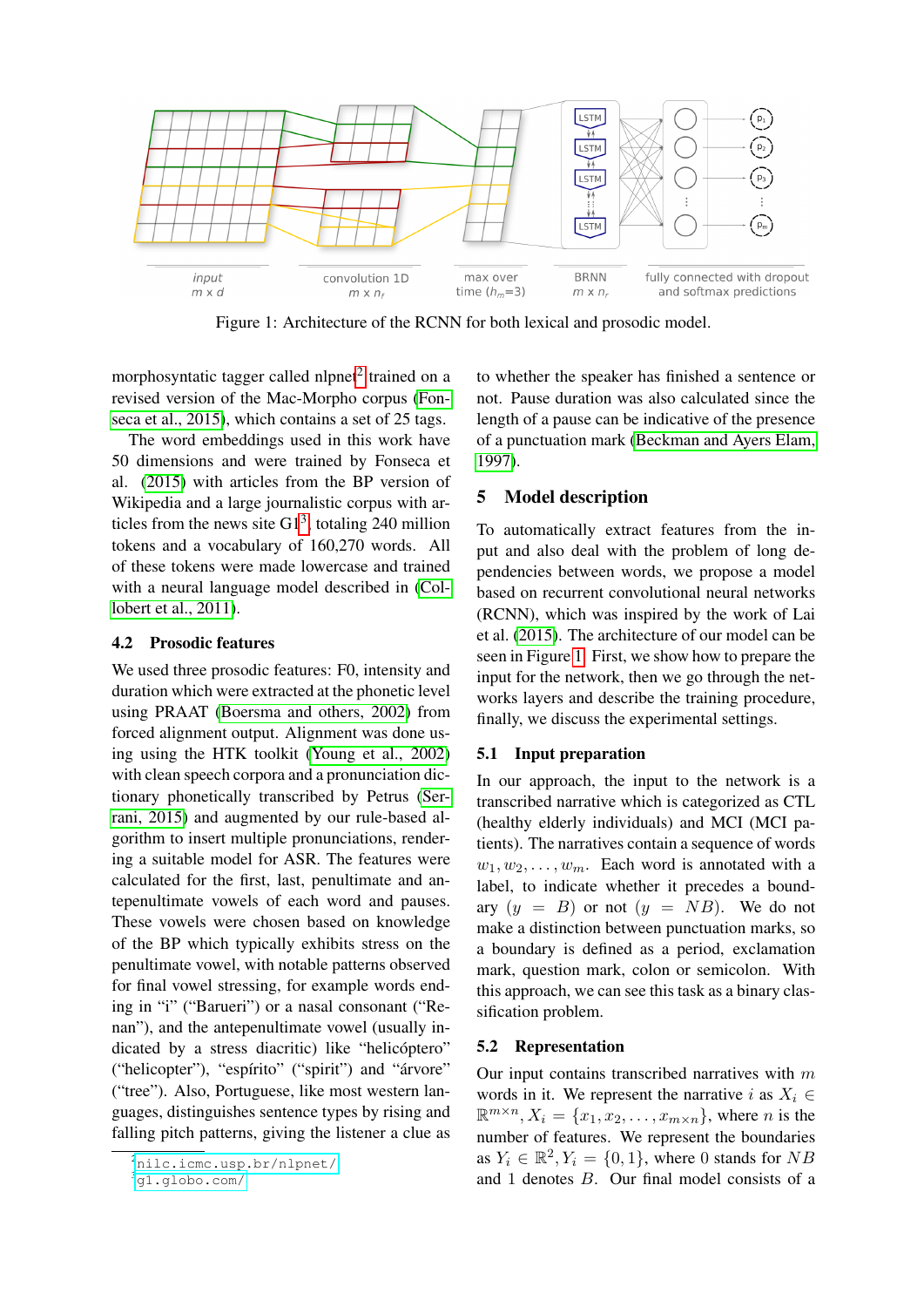Figure 1: Architecture of the RCNN for both lexical and prosodic model.

morphosyntatic tagger called nlpnet[2] trained on a revised version of the Mac-Morpho corpus (Fonseca et al., 2015), which contains a set of 25 tags.

The word embeddings used in this work have 50 dimensions and were trained by Fonseca et al. (2015) with articles from the BP version of Wikipedia and a large journalistic corpus with articles from the news site G1[3], totaling 240 million tokens and a vocabulary of 160,270 words. All of these tokens were made lowercase and trained with a neural language model described in (Collobert et al., 2011).

### 4.2 Prosodic features

We used three prosodic features: F0, intensity and duration which were extracted at the phonetic level using PRAAT (Boersma and others, 2002) from forced alignment output. Alignment was done using using the HTK toolkit (Young et al., 2002) with clean speech corpora and a pronunciation dictionary phonetically transcribed by Petrus (Serrani, 2015) and augmented by our rule-based algorithm to insert multiple pronunciations, rendering a suitable model for ASR. The features were calculated for the first, last, penultimate and antepenultimate vowels of each word and pauses. These vowels were chosen based on knowledge of the BP which typically exhibits stress on the penultimate vowel, with notable patterns observed for final vowel stressing, for example words ending in "i" ("Barueri") or a nasal consonant ("Renan"), and the antepenultimate vowel (usually indicated by a stress diacritic) like "helicóptero" ("helicopter"), "espírito" ("spirit") and "árvore" ("tree"). Also, Portuguese, like most western languages, distinguishes sentence types by rising and falling pitch patterns, giving the listener a clue as to whether the speaker has finished a sentence or not. Pause duration was also calculated since the length of a pause can be indicative of the presence of a punctuation mark (Beckman and Ayers Elam, 1997).

## 5 Model description

To automatically extract features from the input and also deal with the problem of long dependencies between words, we propose a model based on recurrent convolutional neural networks (RCNN), which was inspired by the work of Lai et al. (2015). The architecture of our model can be seen in Figure 1. First, we show how to prepare the input for the network, then we go through the networks layers and describe the training procedure, finally, we discuss the experimental settings.

### 5.1 Input preparation

In our approach, the input to the network is a transcribed narrative which is categorized as CTL (healthy elderly individuals) and MCI (MCI patients). The narratives contain a sequence of words $w_1, w_2, \ldots, w_m$. Each word is annotated with a label, to indicate whether it precedes a boundary ($y = B$) or not ($y = NB$). We do not make a distinction between punctuation marks, so a boundary is defined as a period, exclamation mark, question mark, colon or semicolon. With this approach, we can see this task as a binary classification problem.

### 5.2 Representation

Our input contains transcribed narratives with $m$ words in it. We represent the narrative $i$ as $X_i \in \mathbb{R}^{m \times n}, X_i = \{x_1, x_2, \ldots, x_{m \times n}\}$, where $n$ is the number of features. We represent the boundaries as $Y_i \in \mathbb{R}^2, Y_i = \{0, 1\}$, where 0 stands for $NB$ and 1 denotes $B$. Our final model consists of a

[2] nilc.icmc.usp.br/nlpnet/

[3] g1.globo.com/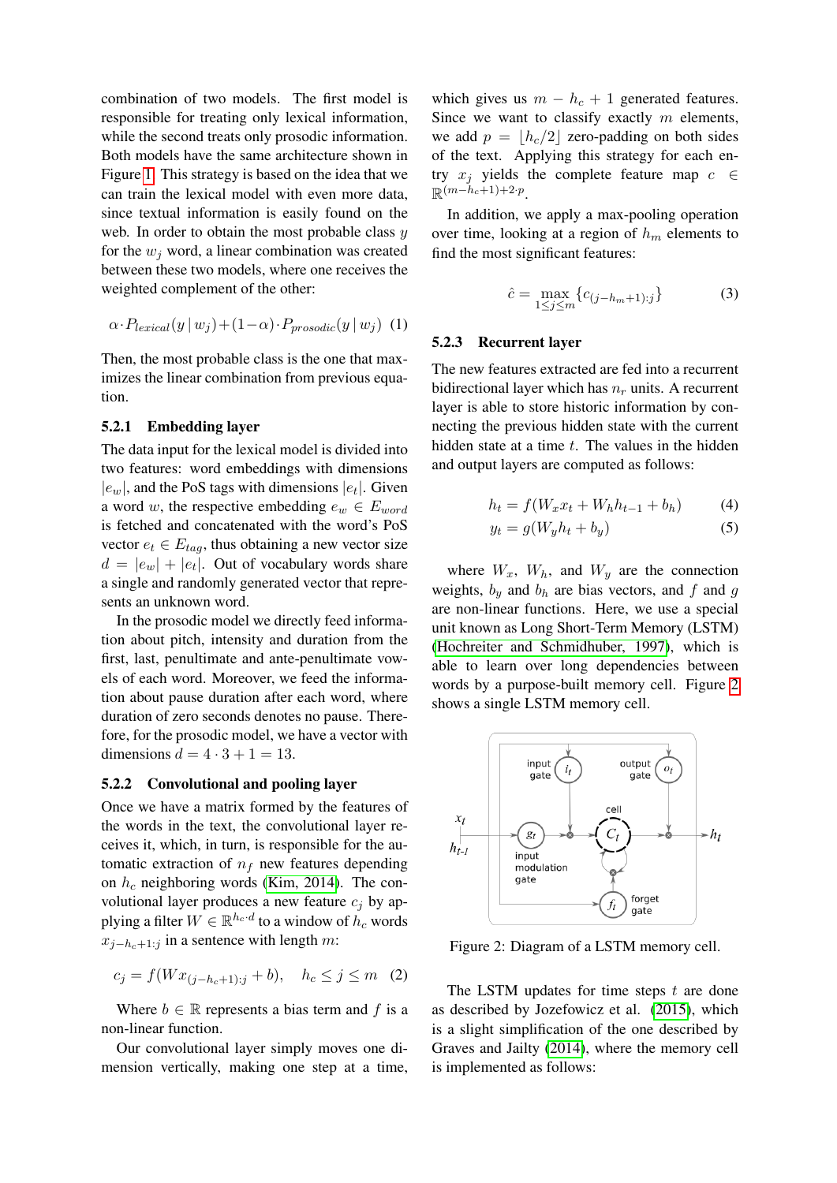combination of two models. The first model is responsible for treating only lexical information, while the second treats only prosodic information. Both models have the same architecture shown in Figure 1. This strategy is based on the idea that we can train the lexical model with even more data, since textual information is easily found on the web. In order to obtain the most probable class $y$ for the $w_j$ word, a linear combination was created between these two models, where one receives the weighted complement of the other:

$$\alpha \cdot P_{lexical}(y \mid w_j) + (1-\alpha) \cdot P_{prosodic}(y \mid w_j) \quad (1)$$

Then, the most probable class is the one that maximizes the linear combination from previous equation.

### 5.2.1 Embedding layer

The data input for the lexical model is divided into two features: word embeddings with dimensions $|e_w|$, and the PoS tags with dimensions $|e_t|$. Given a word $w$, the respective embedding $e_w \in E_{word}$ is fetched and concatenated with the word's PoS vector $e_t \in E_{tag}$, thus obtaining a new vector size $d = |e_w| + |e_t|$. Out of vocabulary words share a single and randomly generated vector that represents an unknown word.

In the prosodic model we directly feed information about pitch, intensity and duration from the first, last, penultimate and ante-penultimate vowels of each word. Moreover, we feed the information about pause duration after each word, where duration of zero seconds denotes no pause. Therefore, for the prosodic model, we have a vector with dimensions $d = 4 \cdot 3 + 1 = 13$.

### 5.2.2 Convolutional and pooling layer

Once we have a matrix formed by the features of the words in the turn, the convolutional layer receives it, which in turn, is responsible for the automatic extraction of $n_f$ new features depending on $h_c$ neighboring words (Kim, 2014). The convolutional layer produces a new feature $c_j$ by applying a filter $W \in \mathbb{R}^{h_c \cdot d}$ to a window of $h_c$ words $x_{j-h_c+1:j}$ in a sentence with length $m$:

$$c_j = f(W x_{(j-h_c+1):j} + b), \quad h_c \leq j \leq m \quad (2)$$

Where $b \in \mathbb{R}$ represents a bias term and $f$ is a non-linear function.

Our convolutional layer simply moves one dimension vertically, making one step at a time, which gives us $m - h_c + 1$ generated features. Since we want to classify exactly $m$ elements, we add $p = \lfloor h_c/2 \rfloor$ zero-padding on both sides of the text. Applying this strategy for each entry $x_j$ yields the complete feature map $c \in \mathbb{R}^{(m-h_c+1)+2 \cdot p}$.

In addition, we apply a max-pooling operation over time, looking at a region of $h_m$ elements to find the most significant features:

$$\hat{c} = \max_{1 \leq j \leq m} \{c_{(j-h_m+1):j}\} \quad (3)$$

### 5.2.3 Recurrent layer

The new features extracted are fed into a recurrent bidirectional layer which has $n_r$ units. A recurrent layer is able to store historic information by connecting the previous hidden state with the current hidden state at a time $t$. The values in the hidden and output layers are computed as follows:

$$h_t = f(W_x x_t + W_h h_{t-1} + b_h) \quad (4)$$

$$y_t = g(W_y h_t + b_y) \quad (5)$$

where $W_x$, $W_h$, and $W_y$ are the connection weights, $b_y$ and $b_h$ are bias vectors, and $f$ and $g$ are non-linear functions. Here, we use a special unit known as Long Short-Term Memory (LSTM) (Hochreiter and Schmidhuber, 1997), which is able to learn over long dependencies between words by a purpose-built memory cell. Figure 2 shows a single LSTM memory cell.

Figure 2: Diagram of a LSTM memory cell.

The LSTM updates for time steps $t$ are done as described by Jozefowicz et al. (2015), which is a slight simplification of the one described by Graves and Jailty (2014), where the memory cell is implemented as follows: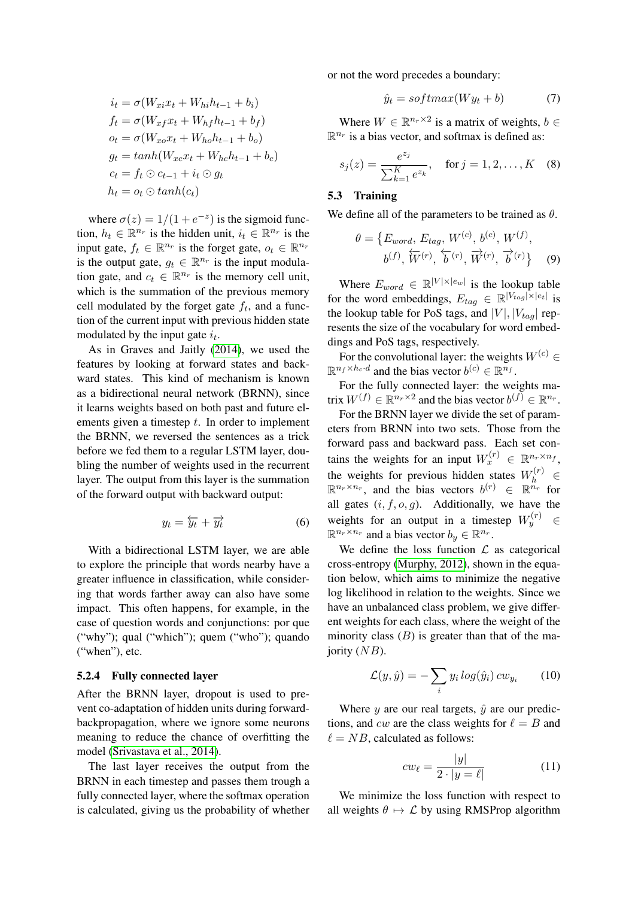$$
\begin{aligned}
i_t &= \sigma(W_{xi}x_t + W_{hi}h_{t-1} + b_i) \\
f_t &= \sigma(W_{xf}x_t + W_{hf}h_{t-1} + b_f) \\
o_t &= \sigma(W_{xo}x_t + W_{ho}h_{t-1} + b_o) \\
g_t &= tanh(W_{xc}x_t + W_{hc}h_{t-1} + b_c) \\
c_t &= f_t \odot c_{t-1} + i_t \odot g_t \\
h_t &= o_t \odot tanh(c_t)
\end{aligned}
$$

where $\sigma(z) = 1/(1 + e^{-z})$ is the sigmoid function, $h_t \in \mathbb{R}^{n_r}$ is the hidden unit, $i_t \in \mathbb{R}^{n_r}$ is the input gate, $f_t \in \mathbb{R}^{n_r}$ is the forget gate, $o_t \in \mathbb{R}^{n_r}$ is the output gate, $g_t \in \mathbb{R}^{n_r}$ is the input modulation gate, and $c_t \in \mathbb{R}^{n_r}$ is the memory cell unit, which is the summation of the previous memory cell modulated by the forget gate $f_t$, and a function of the current input with previous hidden state modulated by the input gate $i_t$.

As in Graves and Jaitly (2014), we used the features by looking at forward states and backward states. This kind of mechanism is known as a bidirectional neural network (BRNN), since it learns weights based on both past and future elements given a timestep $t$. In order to implement the BRNN, we reversed the sentences as a trick before we fed them to a regular LSTM layer, doubling the number of weights used in the recurrent layer. The output from this layer is the summation of the forward output with backward output:

$$
y_t = \overleftarrow{y_t} + \overrightarrow{y_t} \tag{6}
$$

With a bidirectional LSTM layer, we are able to explore the principle that words nearby have a greater influence in classification, while considering that words farther away can also have some impact. This often happens, for example, in the case of question words and conjunctions: por que ("why"); qual ("which"); quem ("who"); quando ("when"), etc.

#### 5.2.4 Fully connected layer

After the BRNN layer, dropout is used to prevent co-adaptation of hidden units during forward-backpropagation, where we ignore some neurons meaning to reduce the chance of overfitting the model (Srivastava et al., 2014).

The last layer receives the output from the BRNN in each timestep and passes them trough a fully connected layer, where the softmax operation is calculated, giving us the probability of whether or not the word precedes a boundary:

$$
\hat{y}_t = softmax(W y_t + b) \tag{7}
$$

Where $W \in \mathbb{R}^{n_r \times 2}$ is a matrix of weights, $b \in \mathbb{R}^{n_r}$ is a bias vector, and softmax is defined as:

$$
s_j(z) = \frac{e^{z_j}}{\sum_{k=1}^{K} e^{z_k}}, \quad \text{for } j = 1, 2, \ldots, K \tag{8}
$$

### 5.3 Training

We define all of the parameters to be trained as $\theta$.

$$
\theta = \{E_{word}, E_{tag}, W^{(c)}, b^{(c)}, W^{(f)}, b^{(f)}, \overleftarrow{W}^{(r)}, \overleftarrow{b}^{(r)}, \overrightarrow{W}^{(r)}, \overrightarrow{b}^{(r)}\} \tag{9}
$$

Where $E_{word} \in \mathbb{R}^{|V| \times |e_w|}$ is the lookup table for the word embeddings, $E_{tag} \in \mathbb{R}^{|V_{tag}| \times |e_t|}$ is the lookup table for PoS tags, and $|V|, |V_{tag}|$ represents the size of the vocabulary for word embeddings and PoS tags, respectively.

For the convolutional layer: the weights $W^{(c)} \in \mathbb{R}^{n_f \times h_c \cdot d}$ and the bias vector $b^{(c)} \in \mathbb{R}^{n_f}$.

For the fully connected layer: the weights matrix $W^{(f)} \in \mathbb{R}^{n_r \times 2}$ and the bias vector $b^{(f)} \in \mathbb{R}^{n_r}$.

For the BRNN layer we divide the set of parameters from BRNN into two sets. Those from the forward pass and backward pass. Each set contains the weights for an input $W_x^{(r)} \in \mathbb{R}^{n_r \times n_f}$, the weights for previous hidden states $W_h^{(r)} \in \mathbb{R}^{n_r \times n_r}$, and the bias vectors $b^{(r)} \in \mathbb{R}^{n_r}$ for all gates $(i, f, o, g)$. Additionally, we have the weights for an output in a timestep $W_y^{(r)} \in \mathbb{R}^{n_r \times n_r}$ and a bias vector $b_y \in \mathbb{R}^{n_r}$.

We define the loss function $\mathcal{L}$ as categorical cross-entropy (Murphy, 2012), shown in the equation below, which aims to minimize the negative log likelihood in relation to the weights. Since we have an unbalanced class problem, we give different weights for each class, where the weight of the minority class ($B$) is greater than that of the majority ($NB$).

$$
\mathcal{L}(y, \hat{y}) = -\sum_i y_i \, log(\hat{y}_i) \, cw_{y_i} \tag{10}
$$

Where $y$ are our real targets, $\hat{y}$ are our predictions, and $cw$ are the class weights for $\ell = B$ and $\ell = NB$, calculated as follows:

$$
cw_\ell = \frac{|y|}{2 \cdot |y = \ell|} \tag{11}
$$

We minimize the loss function with respect to all weights $\theta \mapsto \mathcal{L}$ by using RMSProp algorithm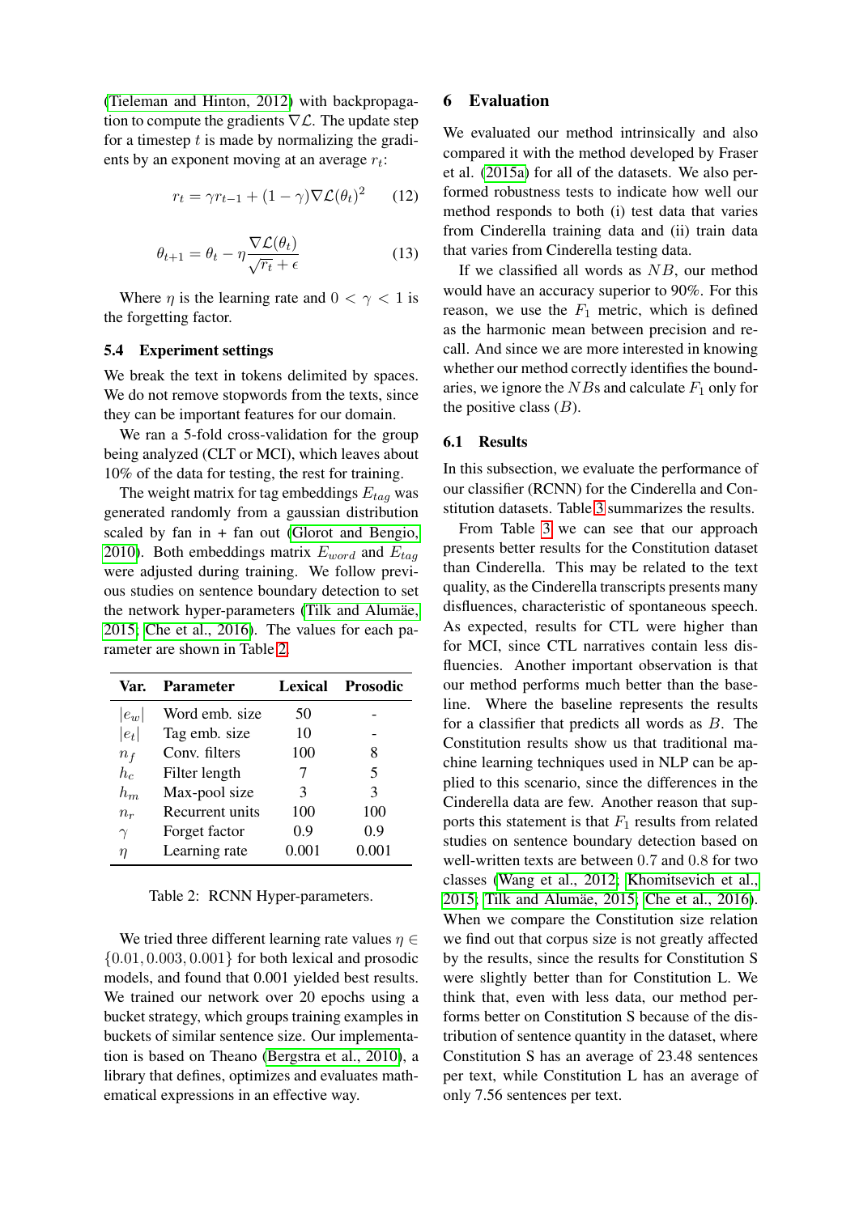(Tieleman and Hinton, 2012) with backpropagation to compute the gradients $\nabla\mathcal{L}$. The update step for a timestep $t$ is made by normalizing the gradients by an exponent moving at an average $r_t$:

$$r_t = \gamma r_{t-1} + (1-\gamma)\nabla\mathcal{L}(\theta_t)^2 \quad (12)$$

$$\theta_{t+1} = \theta_t - \eta\frac{\nabla\mathcal{L}(\theta_t)}{\sqrt{r_t} + \epsilon} \quad (13)$$

Where $\eta$ is the learning rate and $0 < \gamma < 1$ is the forgetting factor.

### 5.4 Experiment settings

We break the text in tokens delimited by spaces. We do not remove stopwords from the texts, since they can be important features for our domain.

We ran a 5-fold cross-validation for the group being analyzed (CLT or MCI), which leaves about 10% of the data for testing, the rest for training.

The weight matrix for tag embeddings $E_{tag}$ was generated randomly from a gaussian distribution scaled by fan in + fan out (Glorot and Bengio, 2010). Both embeddings matrix $E_{word}$ and $E_{tag}$ were adjusted during training. We follow previous studies on sentence boundary detection to set the network hyper-parameters (Tilk and Alumäe, 2015; Che et al., 2016). The values for each parameter are shown in Table 2.

| Var. | Parameter | Lexical | Prosodic |
|---|---|---|---|
| $\|e_w\|$ | Word emb. size | 50 | - |
| $\|e_t\|$ | Tag emb. size | 10 | - |
| $n_f$ | Conv. filters | 100 | 8 |
| $h_c$ | Filter length | 7 | 5 |
| $h_m$ | Max-pool size | 3 | 3 |
| $n_r$ | Recurrent units | 100 | 100 |
| $\gamma$ | Forget factor | 0.9 | 0.9 |
| $\eta$ | Learning rate | 0.001 | 0.001 |

Table 2: RCNN Hyper-parameters.

We tried three different learning rate values $\eta \in \{0.01, 0.003, 0.001\}$ for both lexical and prosodic models, and found that 0.001 yielded best results. We trained our network over 20 epochs using a bucket strategy, which groups training examples in buckets of similar sentence size. Our implementation is based on Theano (Bergstra et al., 2010), a library that defines, optimizes and evaluates mathematical expressions in an effective way.

## 6 Evaluation

We evaluated our method intrinsically and also compared it with the method developed by Fraser et al. (2015a) for all of the datasets. We also performed robustness tests to indicate how well our method responds to both (i) test data that varies from Cinderella training data and (ii) train data that varies from Cinderella testing data.

If we classified all words as $NB$, our method would have an accuracy superior to 90%. For this reason, we use the $F_1$ metric, which is defined as the harmonic mean between precision and recall. And since we are more interested in knowing whether our method correctly identifies the boundaries, we ignore the $NB$s and calculate $F_1$ only for the positive class ($B$).

### 6.1 Results

In this subsection, we evaluate the performance of our classifier (RCNN) for the Cinderella and Constitution datasets. Table 3 summarizes the results.

From Table 3 we can see that our approach presents better results for the Constitution dataset than Cinderella. This may be related to the text quality, as the Cinderella transcripts presents many disfluences, characteristic of spontaneous speech. As expected, results for CTL were higher than for MCI, since CTL narratives contain less disfluencies. Another important observation is that our method performs much better than the baseline. Where the baseline represents the results for a classifier that predicts all words as $B$. The Constitution results show us that traditional machine learning techniques used in NLP can be applied to this scenario, since the differences in the Cinderella data are few. Another reason that supports this statement is that $F_1$ results from related studies on sentence boundary detection based on well-written texts are between 0.7 and 0.8 for two classes (Wang et al., 2012; Khomitsevich et al., 2015; Tilk and Alumäe, 2015; Che et al., 2016). When we compare the Constitution size relation we find out that corpus size is not greatly affected by the results, since the results for Constitution S were slightly better than for Constitution L. We think that, even with less data, our method performs better on Constitution S because of the distribution of sentence quantity in the dataset, where Constitution S has an average of 23.48 sentences per text, while Constitution L has an average of only 7.56 sentences per text.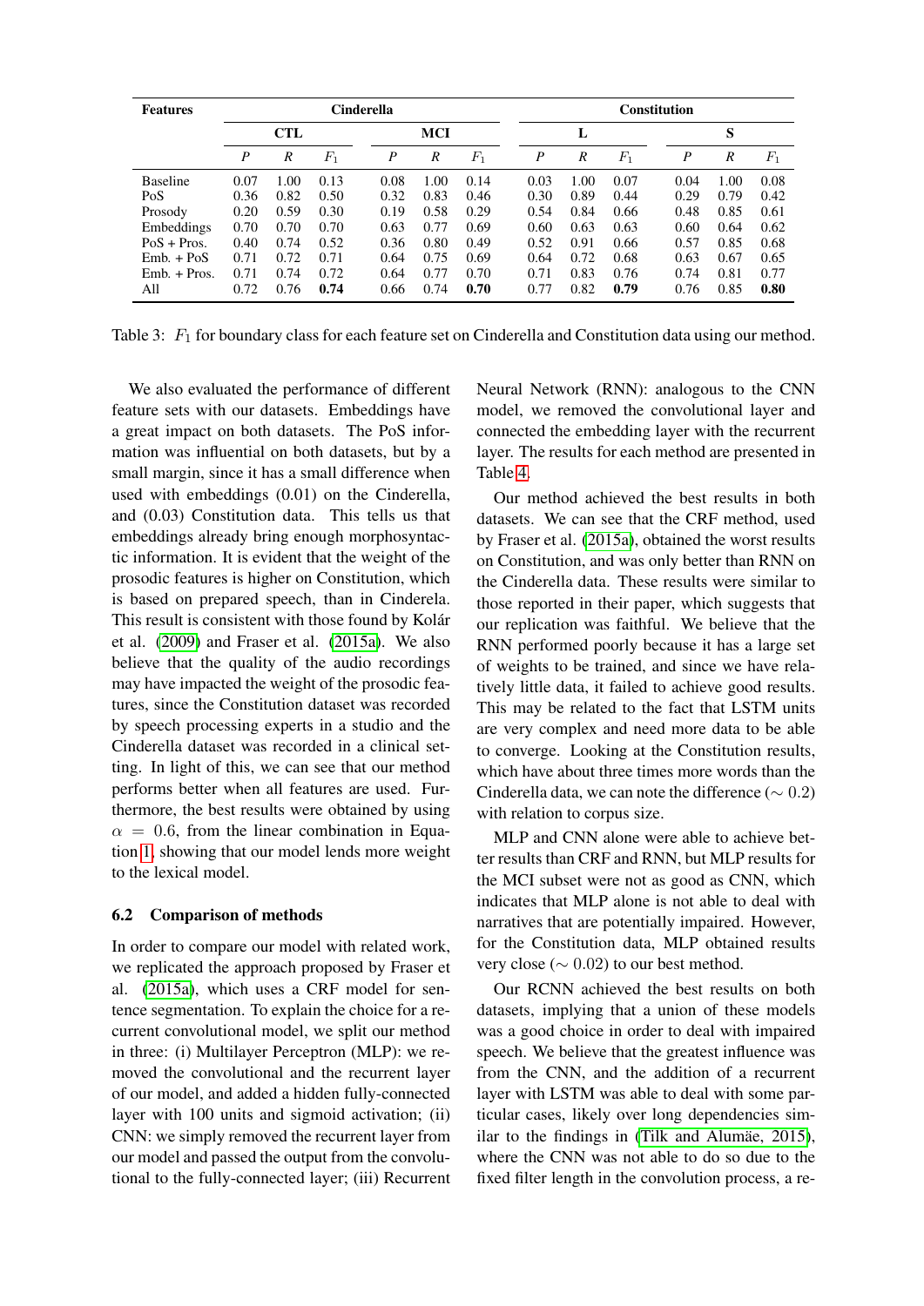| Features | Cinderella | | | | | | Constitution | | | | | |
|---|---|---|---|---|---|---|---|---|---|---|---|---|
| | CTL | | | MCI | | | L | | | S | | |
| | $P$ | $R$ | $F_1$ | $P$ | $R$ | $F_1$ | $P$ | $R$ | $F_1$ | $P$ | $R$ | $F_1$ |
| Baseline | 0.07 | 1.00 | 0.13 | 0.08 | 1.00 | 0.14 | 0.03 | 1.00 | 0.07 | 0.04 | 1.00 | 0.08 |
| PoS | 0.36 | 0.82 | 0.50 | 0.32 | 0.83 | 0.46 | 0.30 | 0.89 | 0.44 | 0.29 | 0.79 | 0.42 |
| Prosody | 0.20 | 0.59 | 0.30 | 0.19 | 0.58 | 0.29 | 0.54 | 0.84 | 0.66 | 0.48 | 0.85 | 0.61 |
| Embeddings | 0.70 | 0.70 | 0.70 | 0.63 | 0.77 | 0.69 | 0.60 | 0.63 | 0.63 | 0.60 | 0.64 | 0.62 |
| PoS + Pros. | 0.40 | 0.74 | 0.52 | 0.36 | 0.80 | 0.49 | 0.52 | 0.91 | 0.66 | 0.57 | 0.85 | 0.68 |
| Emb. + PoS | 0.71 | 0.72 | 0.71 | 0.64 | 0.75 | 0.69 | 0.64 | 0.72 | 0.68 | 0.63 | 0.67 | 0.65 |
| Emb. + Pros. | 0.71 | 0.74 | 0.72 | 0.64 | 0.77 | 0.70 | 0.71 | 0.83 | 0.76 | 0.74 | 0.81 | 0.77 |
| All | 0.72 | 0.76 | **0.74** | 0.66 | 0.74 | **0.70** | 0.77 | 0.82 | **0.79** | 0.76 | 0.85 | **0.80** |

Table 3: $F_1$ for boundary class for each feature set on Cinderella and Constitution data using our method.

We also evaluated the performance of different feature sets with our datasets. Embeddings have a great impact on both datasets. The PoS information was influential on both datasets, but by a small margin, since it has a small difference when used with embeddings (0.01) on the Cinderella, and (0.03) Constitution data. This tells us that embeddings already bring enough morphosyntactic information. It is evident that the weight of the prosodic features is higher on Constitution, which is based on prepared speech, than in Cinderela. This result is consistent with those found by Kolár et al. (2009) and Fraser et al. (2015a). We also believe that the quality of the audio recordings may have impacted the weight of the prosodic features, since the Constitution dataset was recorded by speech processing experts in a studio and the Cinderella dataset was recorded in a clinical setting. In light of this, we can see that our method performs better when all features are used. Furthermore, the best results were obtained by using $\alpha = 0.6$, from the linear combination in Equation 1, showing that our model lends more weight to the lexical model.

### 6.2 Comparison of methods

In order to compare our model with related work, we replicated the approach proposed by Fraser et al. (2015a), which uses a CRF model for sentence segmentation. To explain the choice for a recurrent convolutional model, we split our method in three: (i) Multilayer Perceptron (MLP): we removed the convolutional and the recurrent layer of our model, and added a hidden fully-connected layer with 100 units and sigmoid activation; (ii) CNN: we simply removed the recurrent layer from our model and passed the output from the convolutional to the fully-connected layer; (iii) Recurrent Neural Network (RNN): analogous to the CNN model, we removed the convolutional layer and connected the embedding layer with the recurrent layer. The results for each method are presented in Table 4.

Our method achieved the best results in both datasets. We can see that the CRF method, used by Fraser et al. (2015a), obtained the worst results on Constitution, and was only better than RNN on the Cinderella data. These results were similar to those reported in their paper, which suggests that our replication was faithful. We believe that the RNN performed poorly because it has a large set of weights to be trained, and since we have relatively little data, it failed to achieve good results. This may be related to the fact that LSTM units are very complex and need more data to be able to converge. Looking at the Constitution results, which have about three times more words than the Cinderella data, we can note the difference ($\sim 0.2$) with relation to corpus size.

MLP and CNN alone were able to achieve better results than CRF and RNN, but MLP results for the MCI subset were not as good as CNN, which indicates that MLP alone is not able to deal with narratives that are potentially impaired. However, for the Constitution data, MLP obtained results very close ($\sim 0.02$) to our best method.

Our RCNN achieved the best results on both datasets, implying that a union of these models was a good choice in order to deal with impaired speech. We believe that the greatest influence was from the CNN, and the addition of a recurrent layer with LSTM was able to deal with some particular cases, likely over long dependencies similar to the findings in (Tilk and Alumäe, 2015), where the CNN was not able to do so due to the fixed filter length in the convolution process, a re-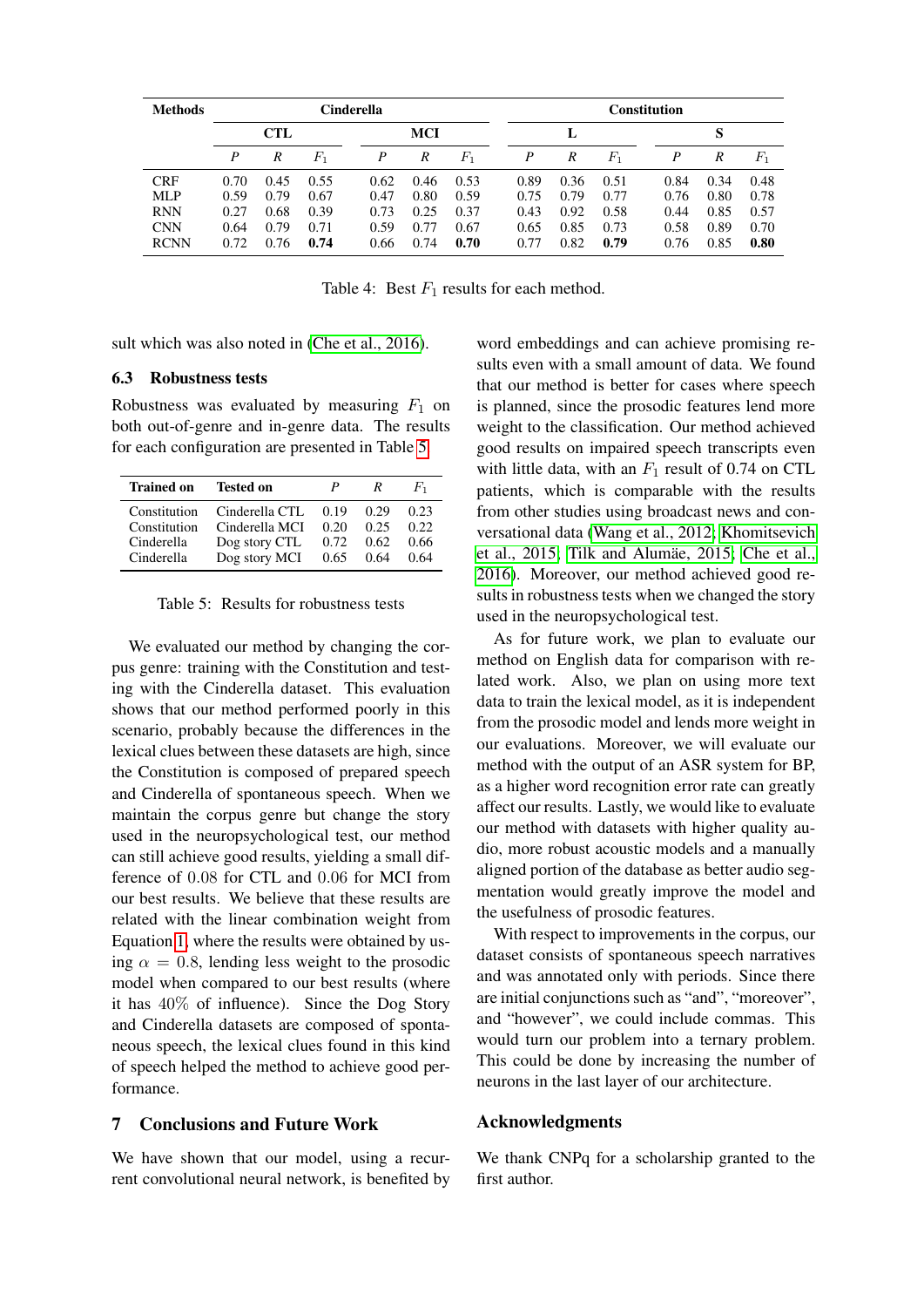| Methods | Cinderella | | | | | | Constitution | | | | | |
|---|---|---|---|---|---|---|---|---|---|---|---|---|
| | CTL | | | MCI | | | L | | | S | | |
| | $P$ | $R$ | $F_1$ | $P$ | $R$ | $F_1$ | $P$ | $R$ | $F_1$ | $P$ | $R$ | $F_1$ |
| CRF | 0.70 | 0.45 | 0.55 | 0.62 | 0.46 | 0.53 | 0.89 | 0.36 | 0.51 | 0.84 | 0.34 | 0.48 |
| MLP | 0.59 | 0.79 | 0.67 | 0.47 | 0.80 | 0.59 | 0.75 | 0.79 | 0.77 | 0.76 | 0.80 | 0.78 |
| RNN | 0.27 | 0.68 | 0.39 | 0.73 | 0.25 | 0.37 | 0.43 | 0.92 | 0.58 | 0.44 | 0.85 | 0.57 |
| CNN | 0.64 | 0.79 | 0.71 | 0.59 | 0.77 | 0.67 | 0.65 | 0.85 | 0.73 | 0.58 | 0.89 | 0.70 |
| RCNN | 0.72 | 0.76 | **0.74** | 0.66 | 0.74 | **0.70** | 0.77 | 0.82 | **0.79** | 0.76 | 0.85 | **0.80** |

Table 4: Best $F_1$ results for each method.

sult which was also noted in (Che et al., 2016).

### 6.3 Robustness tests

Robustness was evaluated by measuring $F_1$ on both out-of-genre and in-genre data. The results for each configuration are presented in Table 5.

| Trained on | Tested on | $P$ | $R$ | $F_1$ |
|---|---|---|---|---|
| Constitution | Cinderella CTL | 0.19 | 0.29 | 0.23 |
| Constitution | Cinderella MCI | 0.20 | 0.25 | 0.22 |
| Cinderella | Dog story CTL | 0.72 | 0.62 | 0.66 |
| Cinderella | Dog story MCI | 0.65 | 0.64 | 0.64 |

Table 5: Results for robustness tests

We evaluated our method by changing the corpus genre: training with the Constitution and testing with the Cinderella dataset. This evaluation shows that our method performed poorly in this scenario, probably because the differences in the lexical clues between these datasets are high, since the Constitution is composed of prepared speech and Cinderella of spontaneous speech. When we maintain the corpus genre but change the story used in the neuropsychological test, our method can still achieve good results, yielding a small difference of 0.08 for CTL and 0.06 for MCI from our best results. We believe that these results are related with the linear combination weight from Equation 1, where the results were obtained by using $\alpha = 0.8$, lending less weight to the prosodic model when compared to our best results (where it has 40% of influence). Since the Dog Story and Cinderella datasets are composed of spontaneous speech, the lexical clues found in this kind of speech helped the method to achieve good performance.

## 7 Conclusions and Future Work

We have shown that our model, using a recurrent convolutional neural network, is benefited by word embeddings and can achieve promising results even with a small amount of data. We found that our method is better for cases where speech is planned, since the prosodic features lend more weight to the classification. Our method achieved good results on impaired speech transcripts even with little data, with an $F_1$ result of 0.74 on CTL patients, which is comparable with the results from other studies using broadcast news and conversational data (Wang et al., 2012; Khomitsevich et al., 2015; Tilk and Alumäe, 2015; Che et al., 2016). Moreover, our method achieved good results in robustness tests when we changed the story used in the neuropsychological test.

As for future work, we plan to evaluate our method on English data for comparison with related work. Also, we plan on using more text data to train the lexical model, as it is independent from the prosodic model and lends more weight in our evaluations. Moreover, we will evaluate our method with the output of an ASR system for BP, as a higher word recognition error rate can greatly affect our results. Lastly, we would like to evaluate our method with datasets with higher quality audio, more robust acoustic models and a manually aligned portion of the database as better audio segmentation would greatly improve the model and the usefulness of prosodic features.

With respect to improvements in the corpus, our dataset consists of spontaneous speech narratives and was annotated only with periods. Since there are initial conjunctions such as "and", "moreover", and "however", we could include commas. This would turn our problem into a ternary problem. This could be done by increasing the number of neurons in the last layer of our architecture.

## Acknowledgments

We thank CNPq for a scholarship granted to the first author.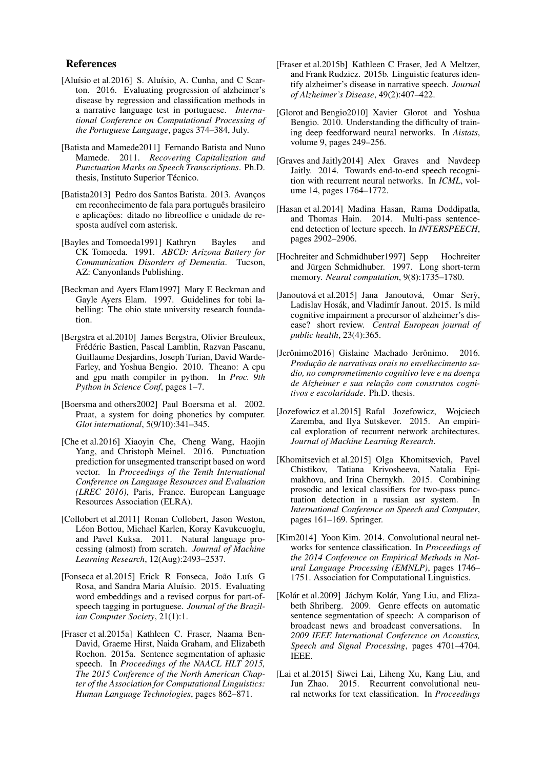## References

[Aluísio et al.2016] S. Aluísio, A. Cunha, and C Scarton. 2016. Evaluating progression of alzheimer's disease by regression and classification methods in a narrative language test in portuguese. *International Conference on Computational Processing of the Portuguese Language*, pages 374–384, July.

[Batista and Mamede2011] Fernando Batista and Nuno Mamede. 2011. *Recovering Capitalization and Punctuation Marks on Speech Transcriptions*. Ph.D. thesis, Instituto Superior Técnico.

[Batista2013] Pedro dos Santos Batista. 2013. Avanços em reconhecimento de fala para português brasileiro e aplicações: ditado no libreoffice e unidade de resposta audível com asterisk.

[Bayles and Tomoeda1991] Kathryn Bayles and CK Tomoeda. 1991. *ABCD: Arizona Battery for Communication Disorders of Dementia*. Tucson, AZ: Canyonlands Publishing.

[Beckman and Ayers Elam1997] Mary E Beckman and Gayle Ayers Elam. 1997. Guidelines for tobi labelling: The ohio state university research foundation.

[Bergstra et al.2010] James Bergstra, Olivier Breuleux, Frédéric Bastien, Pascal Lamblin, Razvan Pascanu, Guillaume Desjardins, Joseph Turian, David Warde-Farley, and Yoshua Bengio. 2010. Theano: A cpu and gpu math compiler in python. In *Proc. 9th Python in Science Conf*, pages 1–7.

[Boersma and others2002] Paul Boersma et al. 2002. Praat, a system for doing phonetics by computer. *Glot international*, 5(9/10):341–345.

[Che et al.2016] Xiaoyin Che, Cheng Wang, Haojin Yang, and Christoph Meinel. 2016. Punctuation prediction for unsegmented transcript based on word vector. In *Proceedings of the Tenth International Conference on Language Resources and Evaluation (LREC 2016)*, Paris, France. European Language Resources Association (ELRA).

[Collobert et al.2011] Ronan Collobert, Jason Weston, Léon Bottou, Michael Karlen, Koray Kavukcuoglu, and Pavel Kuksa. 2011. Natural language processing (almost) from scratch. *Journal of Machine Learning Research*, 12(Aug):2493–2537.

[Fonseca et al.2015] Erick R Fonseca, João Luís G Rosa, and Sandra Maria Aluísio. 2015. Evaluating word embeddings and a revised corpus for part-of-speech tagging in portuguese. *Journal of the Brazilian Computer Society*, 21(1):1.

[Fraser et al.2015a] Kathleen C. Fraser, Naama Ben-David, Graeme Hirst, Naida Graham, and Elizabeth Rochon. 2015a. Sentence segmentation of aphasic speech. In *Proceedings of the NAACL HLT 2015, The 2015 Conference of the North American Chapter of the Association for Computational Linguistics: Human Language Technologies*, pages 862–871.

[Fraser et al.2015b] Kathleen C Fraser, Jed A Meltzer, and Frank Rudzicz. 2015b. Linguistic features identify alzheimer's disease in narrative speech. *Journal of Alzheimer's Disease*, 49(2):407–422.

[Glorot and Bengio2010] Xavier Glorot and Yoshua Bengio. 2010. Understanding the difficulty of training deep feedforward neural networks. In *Aistats*, volume 9, pages 249–256.

[Graves and Jaitly2014] Alex Graves and Navdeep Jaitly. 2014. Towards end-to-end speech recognition with recurrent neural networks. In *ICML*, volume 14, pages 1764–1772.

[Hasan et al.2014] Madina Hasan, Rama Doddipatla, and Thomas Hain. 2014. Multi-pass sentence-end detection of lecture speech. In *INTERSPEECH*, pages 2902–2906.

[Hochreiter and Schmidhuber1997] Sepp Hochreiter and Jürgen Schmidhuber. 1997. Long short-term memory. *Neural computation*, 9(8):1735–1780.

[Janoutová et al.2015] Jana Janoutová, Omar Serỳ, Ladislav Hosák, and Vladimír Janout. 2015. Is mild cognitive impairment a precursor of alzheimer's disease? short review. *Central European journal of public health*, 23(4):365.

[Jerônimo2016] Gislaine Machado Jerônimo. 2016. *Produção de narrativas orais no envelhecimento sadio, no comprometimento cognitivo leve e na doença de Alzheimer e sua relação com construtos cognitivos e escolaridade*. Ph.D. thesis.

[Jozefowicz et al.2015] Rafal Jozefowicz, Wojciech Zaremba, and Ilya Sutskever. 2015. An empirical exploration of recurrent network architectures. *Journal of Machine Learning Research*.

[Khomitsevich et al.2015] Olga Khomitsevich, Pavel Chistikov, Tatiana Krivosheeva, Natalia Epimakhova, and Irina Chernykh. 2015. Combining prosodic and lexical classifiers for two-pass punctuation detection in a russian asr system. In *International Conference on Speech and Computer*, pages 161–169. Springer.

[Kim2014] Yoon Kim. 2014. Convolutional neural networks for sentence classification. In *Proceedings of the 2014 Conference on Empirical Methods in Natural Language Processing (EMNLP)*, pages 1746–1751. Association for Computational Linguistics.

[Kolár et al.2009] Jáchym Kolár, Yang Liu, and Elizabeth Shriberg. 2009. Genre effects on automatic sentence segmentation of speech: A comparison of broadcast news and broadcast conversations. In *2009 IEEE International Conference on Acoustics, Speech and Signal Processing*, pages 4701–4704. IEEE.

[Lai et al.2015] Siwei Lai, Liheng Xu, Kang Liu, and Jun Zhao. 2015. Recurrent convolutional neural networks for text classification. In *Proceedings*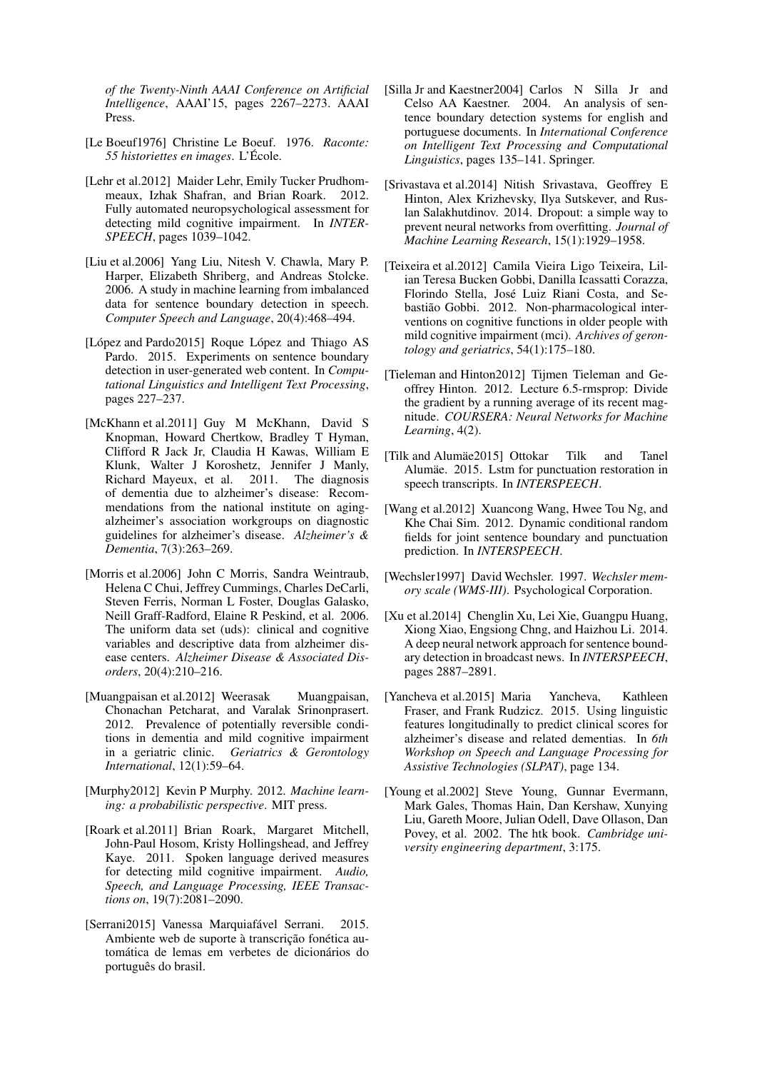*of the Twenty-Ninth AAAI Conference on Artificial Intelligence*, AAAI'15, pages 2267–2273. AAAI Press.

[Le Boeuf1976] Christine Le Boeuf. 1976. *Raconte: 55 historiettes en images*. L'École.

[Lehr et al.2012] Maider Lehr, Emily Tucker Prudhommeaux, Izhak Shafran, and Brian Roark. 2012. Fully automated neuropsychological assessment for detecting mild cognitive impairment. In *INTERSPEECH*, pages 1039–1042.

[Liu et al.2006] Yang Liu, Nitesh V. Chawla, Mary P. Harper, Elizabeth Shriberg, and Andreas Stolcke. 2006. A study in machine learning from imbalanced data for sentence boundary detection in speech. *Computer Speech and Language*, 20(4):468–494.

[López and Pardo2015] Roque López and Thiago AS Pardo. 2015. Experiments on sentence boundary detection in user-generated web content. In *Computational Linguistics and Intelligent Text Processing*, pages 227–237.

[McKhann et al.2011] Guy M McKhann, David S Knopman, Howard Chertkow, Bradley T Hyman, Clifford R Jack Jr, Claudia H Kawas, William E Klunk, Walter J Koroshetz, Jennifer J Manly, Richard Mayeux, et al. 2011. The diagnosis of dementia due to alzheimer's disease: Recommendations from the national institute on aging-alzheimer's association workgroups on diagnostic guidelines for alzheimer's disease. *Alzheimer's & Dementia*, 7(3):263–269.

[Morris et al.2006] John C Morris, Sandra Weintraub, Helena C Chui, Jeffrey Cummings, Charles DeCarli, Steven Ferris, Norman L Foster, Douglas Galasko, Neill Graff-Radford, Elaine R Peskind, et al. 2006. The uniform data set (uds): clinical and cognitive variables and descriptive data from alzheimer disease centers. *Alzheimer Disease & Associated Disorders*, 20(4):210–216.

[Muangpaisan et al.2012] Weerasak Muangpaisan, Chonachan Petcharat, and Varalak Srinonprasert. 2012. Prevalence of potentially reversible conditions in dementia and mild cognitive impairment in a geriatric clinic. *Geriatrics & Gerontology International*, 12(1):59–64.

[Murphy2012] Kevin P Murphy. 2012. *Machine learning: a probabilistic perspective*. MIT press.

[Roark et al.2011] Brian Roark, Margaret Mitchell, John-Paul Hosom, Kristy Hollingshead, and Jeffrey Kaye. 2011. Spoken language derived measures for detecting mild cognitive impairment. *Audio, Speech, and Language Processing, IEEE Transactions on*, 19(7):2081–2090.

[Serrani2015] Vanessa Marquiafável Serrani. 2015. Ambiente web de suporte à transcrição fonética automática de lemas em verbetes de dicionários do português do brasil.

[Silla Jr and Kaestner2004] Carlos N Silla Jr and Celso AA Kaestner. 2004. An analysis of sentence boundary detection systems for english and portuguese documents. In *International Conference on Intelligent Text Processing and Computational Linguistics*, pages 135–141. Springer.

[Srivastava et al.2014] Nitish Srivastava, Geoffrey E Hinton, Alex Krizhevsky, Ilya Sutskever, and Ruslan Salakhutdinov. 2014. Dropout: a simple way to prevent neural networks from overfitting. *Journal of Machine Learning Research*, 15(1):1929–1958.

[Teixeira et al.2012] Camila Vieira Ligo Teixeira, Lilian Teresa Bucken Gobbi, Danilla Icassatti Corazza, Florindo Stella, José Luiz Riani Costa, and Sebastião Gobbi. 2012. Non-pharmacological interventions on cognitive functions in older people with mild cognitive impairment (mci). *Archives of gerontology and geriatrics*, 54(1):175–180.

[Tieleman and Hinton2012] Tijmen Tieleman and Geoffrey Hinton. 2012. Lecture 6.5-rmsprop: Divide the gradient by a running average of its recent magnitude. *COURSERA: Neural Networks for Machine Learning*, 4(2).

[Tilk and Alumäe2015] Ottokar Tilk and Tanel Alumäe. 2015. Lstm for punctuation restoration in speech transcripts. In *INTERSPEECH*.

[Wang et al.2012] Xuancong Wang, Hwee Tou Ng, and Khe Chai Sim. 2012. Dynamic conditional random fields for joint sentence boundary and punctuation prediction. In *INTERSPEECH*.

[Wechsler1997] David Wechsler. 1997. *Wechsler memory scale (WMS-III)*. Psychological Corporation.

[Xu et al.2014] Chenglin Xu, Lei Xie, Guangpu Huang, Xiong Xiao, Engsiong Chng, and Haizhou Li. 2014. A deep neural network approach for sentence boundary detection in broadcast news. In *INTERSPEECH*, pages 2887–2891.

[Yancheva et al.2015] Maria Yancheva, Kathleen Fraser, and Frank Rudzicz. 2015. Using linguistic features longitudinally to predict clinical scores for alzheimer's disease and related dementias. In *6th Workshop on Speech and Language Processing for Assistive Technologies (SLPAT)*, page 134.

[Young et al.2002] Steve Young, Gunnar Evermann, Mark Gales, Thomas Hain, Dan Kershaw, Xunying Liu, Gareth Moore, Julian Odell, Dave Ollason, Dan Povey, et al. 2002. The htk book. *Cambridge university engineering department*, 3:175.